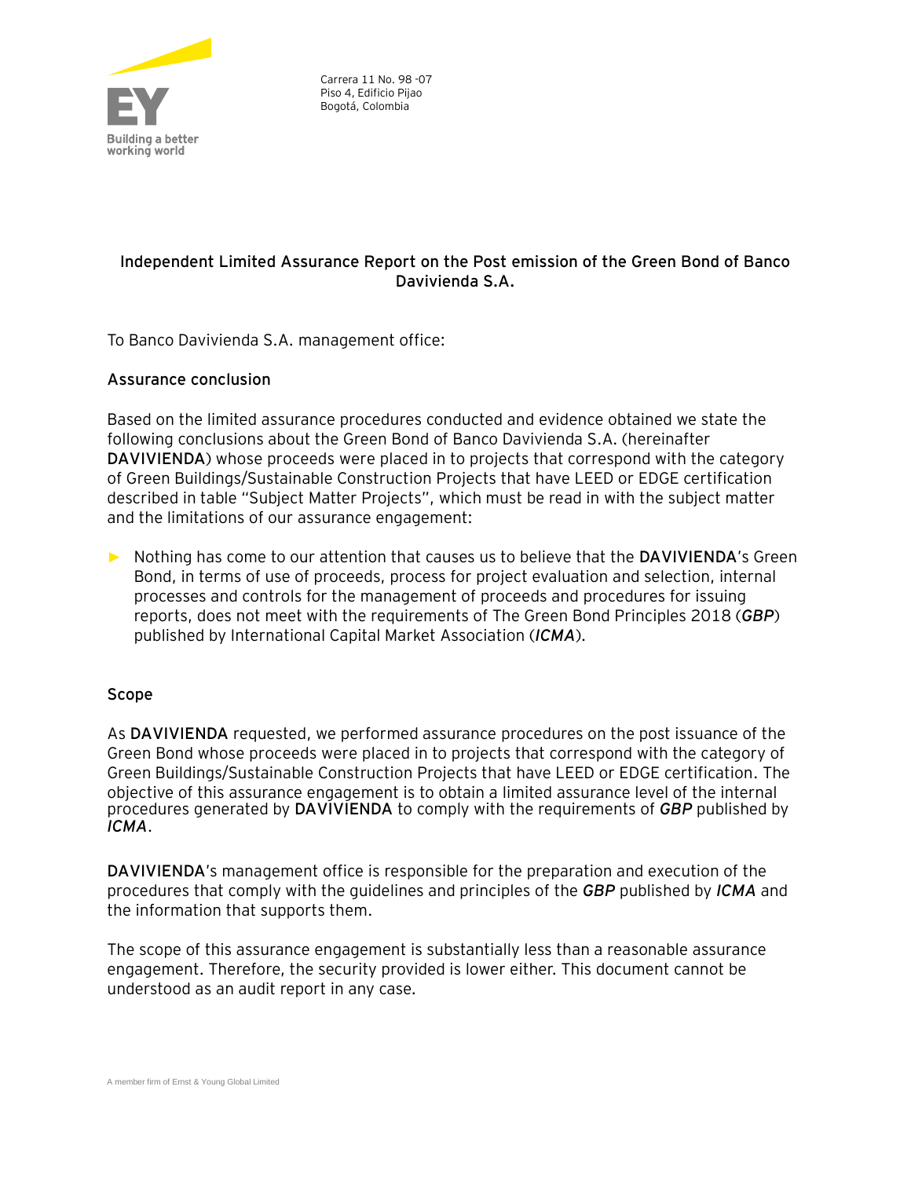Carrera 11 No. 98 -07
Piso 4, Edificio Pijao
Bogotá, Colombia

## Independent Limited Assurance Report on the Post emission of the Green Bond of Banco Davivienda S.A.

To Banco Davivienda S.A. management office:

### Assurance conclusion

Based on the limited assurance procedures conducted and evidence obtained we state the following conclusions about the Green Bond of Banco Davivienda S.A. (hereinafter **DAVIVIENDA**) whose proceeds were placed in to projects that correspond with the category of Green Buildings/Sustainable Construction Projects that have LEED or EDGE certification described in table "Subject Matter Projects", which must be read in with the subject matter and the limitations of our assurance engagement:

- Nothing has come to our attention that causes us to believe that the **DAVIVIENDA**'s Green Bond, in terms of use of proceeds, process for project evaluation and selection, internal processes and controls for the management of proceeds and procedures for issuing reports, does not meet with the requirements of The Green Bond Principles 2018 (***GBP***) published by International Capital Market Association (***ICMA***).

### Scope

As **DAVIVIENDA** requested, we performed assurance procedures on the post issuance of the Green Bond whose proceeds were placed in to projects that correspond with the category of Green Buildings/Sustainable Construction Projects that have LEED or EDGE certification. The objective of this assurance engagement is to obtain a limited assurance level of the internal procedures generated by **DAVIVIENDA** to comply with the requirements of ***GBP*** published by ***ICMA***.

**DAVIVIENDA**'s management office is responsible for the preparation and execution of the procedures that comply with the guidelines and principles of the ***GBP*** published by ***ICMA*** and the information that supports them.

The scope of this assurance engagement is substantially less than a reasonable assurance engagement. Therefore, the security provided is lower either. This document cannot be understood as an audit report in any case.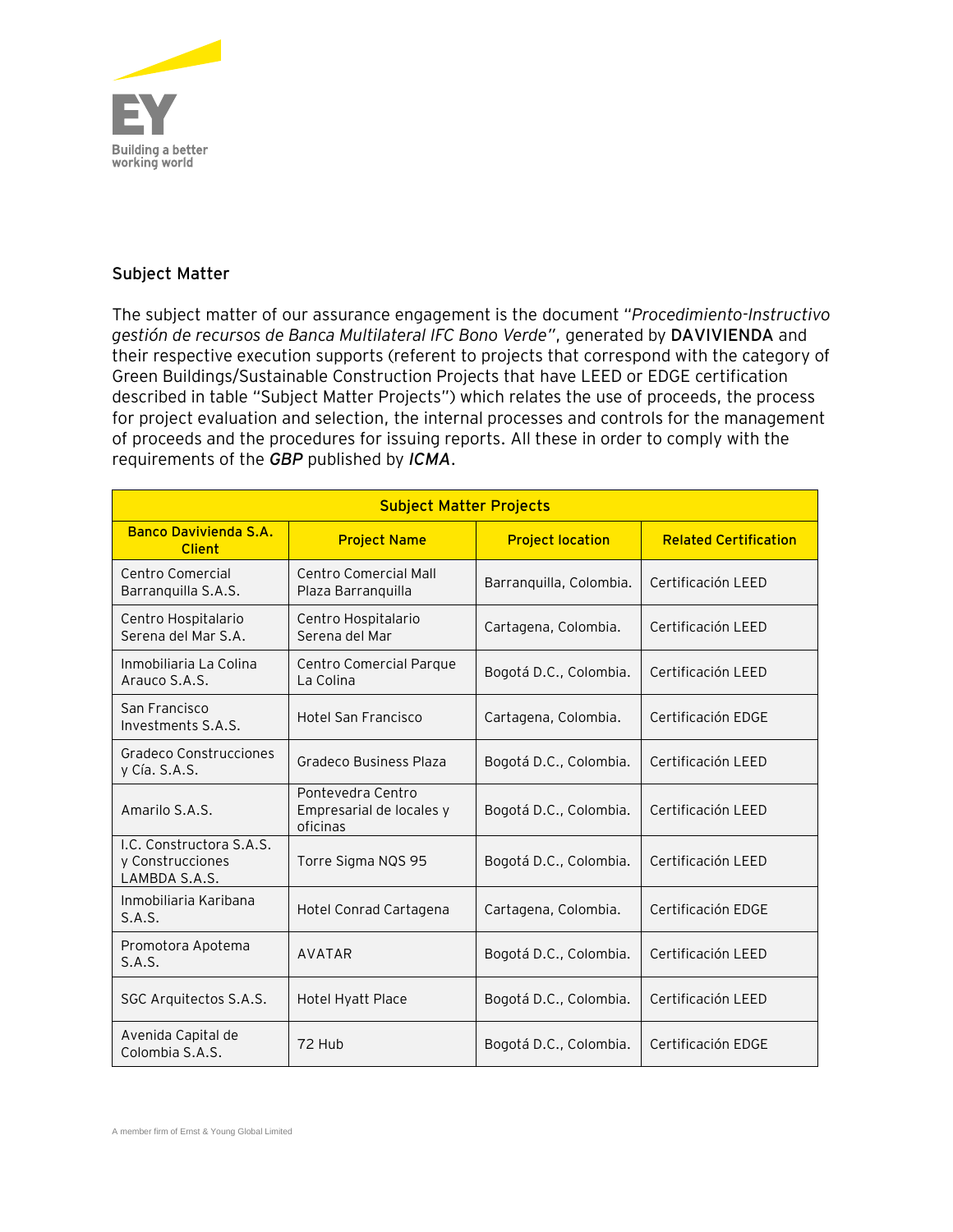## Subject Matter

The subject matter of our assurance engagement is the document "*Procedimiento-Instructivo gestión de recursos de Banca Multilateral IFC Bono Verde*", generated by **DAVIVIENDA** and their respective execution supports (referent to projects that correspond with the category of Green Buildings/Sustainable Construction Projects that have LEED or EDGE certification described in table "Subject Matter Projects") which relates the use of proceeds, the process for project evaluation and selection, the internal processes and controls for the management of proceeds and the procedures for issuing reports. All these in order to comply with the requirements of the ***GBP*** published by ***ICMA***.

| Subject Matter Projects | | | |
|---|---|---|---|
| **Banco Davivienda S.A. Client** | **Project Name** | **Project location** | **Related Certification** |
| Centro Comercial Barranquilla S.A.S. | Centro Comercial Mall Plaza Barranquilla | Barranquilla, Colombia. | Certificación LEED |
| Centro Hospitalario Serena del Mar S.A. | Centro Hospitalario Serena del Mar | Cartagena, Colombia. | Certificación LEED |
| Inmobiliaria La Colina Arauco S.A.S. | Centro Comercial Parque La Colina | Bogotá D.C., Colombia. | Certificación LEED |
| San Francisco Investments S.A.S. | Hotel San Francisco | Cartagena, Colombia. | Certificación EDGE |
| Gradeco Construcciones y Cía. S.A.S. | Gradeco Business Plaza | Bogotá D.C., Colombia. | Certificación LEED |
| Amarilo S.A.S. | Pontevedra Centro Empresarial de locales y oficinas | Bogotá D.C., Colombia. | Certificación LEED |
| I.C. Constructora S.A.S. y Construcciones LAMBDA S.A.S. | Torre Sigma NQS 95 | Bogotá D.C., Colombia. | Certificación LEED |
| Inmobiliaria Karibana S.A.S. | Hotel Conrad Cartagena | Cartagena, Colombia. | Certificación EDGE |
| Promotora Apotema S.A.S. | AVATAR | Bogotá D.C., Colombia. | Certificación LEED |
| SGC Arquitectos S.A.S. | Hotel Hyatt Place | Bogotá D.C., Colombia. | Certificación LEED |
| Avenida Capital de Colombia S.A.S. | 72 Hub | Bogotá D.C., Colombia. | Certificación EDGE |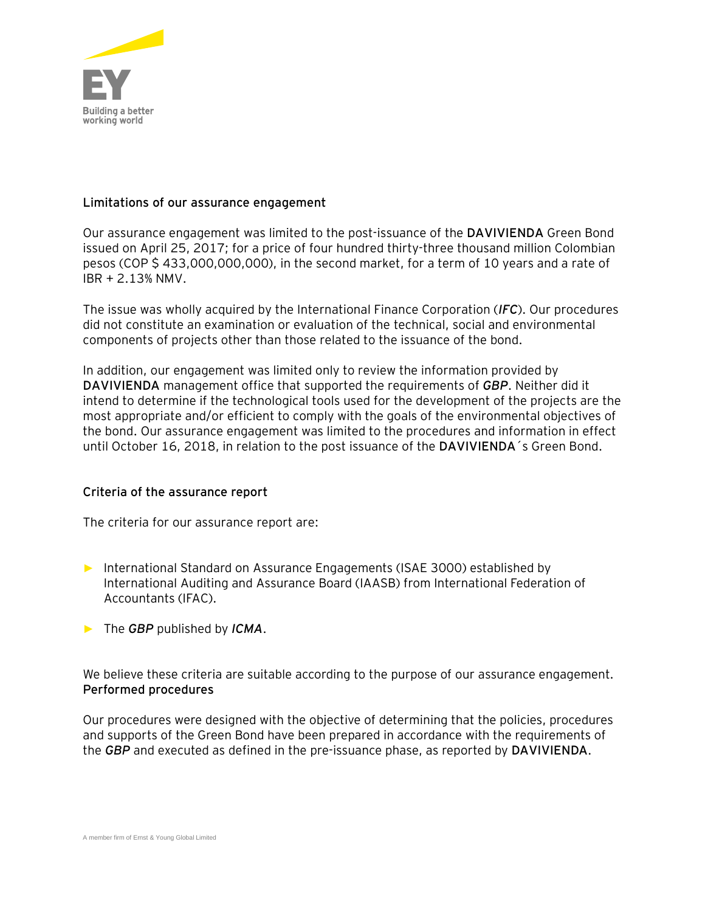### Limitations of our assurance engagement

Our assurance engagement was limited to the post-issuance of the **DAVIVIENDA** Green Bond issued on April 25, 2017; for a price of four hundred thirty-three thousand million Colombian pesos (COP $ 433,000,000,000), in the second market, for a term of 10 years and a rate of IBR + 2.13% NMV.

The issue was wholly acquired by the International Finance Corporation (***IFC***). Our procedures did not constitute an examination or evaluation of the technical, social and environmental components of projects other than those related to the issuance of the bond.

In addition, our engagement was limited only to review the information provided by **DAVIVIENDA** management office that supported the requirements of ***GBP***. Neither did it intend to determine if the technological tools used for the development of the projects are the most appropriate and/or efficient to comply with the goals of the environmental objectives of the bond. Our assurance engagement was limited to the procedures and information in effect until October 16, 2018, in relation to the post issuance of the **DAVIVIENDA**´s Green Bond.

### Criteria of the assurance report

The criteria for our assurance report are:

- International Standard on Assurance Engagements (ISAE 3000) established by International Auditing and Assurance Board (IAASB) from International Federation of Accountants (IFAC).
- The ***GBP*** published by ***ICMA***.

We believe these criteria are suitable according to the purpose of our assurance engagement.

### Performed procedures

Our procedures were designed with the objective of determining that the policies, procedures and supports of the Green Bond have been prepared in accordance with the requirements of the ***GBP*** and executed as defined in the pre-issuance phase, as reported by **DAVIVIENDA**.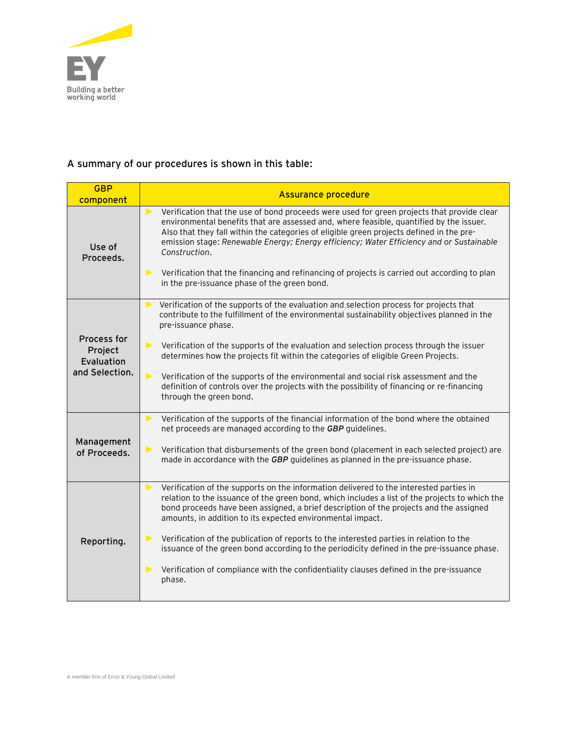A summary of our procedures is shown in this table:

| GBP component | Assurance procedure |
|---|---|
| Use of Proceeds. | ▶ Verification that the use of bond proceeds were used for green projects that provide clear environmental benefits that are assessed and, where feasible, quantified by the issuer. Also that they fall within the categories of eligible green projects defined in the pre-emission stage: *Renewable Energy; Energy efficiency; Water Efficiency and or Sustainable Construction*.<br><br>▶ Verification that the financing and refinancing of projects is carried out according to plan in the pre-issuance phase of the green bond. |
| Process for Project Evaluation and Selection. | ▶ Verification of the supports of the evaluation and selection process for projects that contribute to the fulfillment of the environmental sustainability objectives planned in the pre-issuance phase.<br><br>▶ Verification of the supports of the evaluation and selection process through the issuer determines how the projects fit within the categories of eligible Green Projects.<br><br>▶ Verification of the supports of the environmental and social risk assessment and the definition of controls over the projects with the possibility of financing or re-financing through the green bond. |
| Management of Proceeds. | ▶ Verification of the supports of the financial information of the bond where the obtained net proceeds are managed according to the ***GBP*** guidelines.<br><br>▶ Verification that disbursements of the green bond (placement in each selected project) are made in accordance with the ***GBP*** guidelines as planned in the pre-issuance phase. |
| Reporting. | ▶ Verification of the supports on the information delivered to the interested parties in relation to the issuance of the green bond, which includes a list of the projects to which the bond proceeds have been assigned, a brief description of the projects and the assigned amounts, in addition to its expected environmental impact.<br><br>▶ Verification of the publication of reports to the interested parties in relation to the issuance of the green bond according to the periodicity defined in the pre-issuance phase.<br><br>▶ Verification of compliance with the confidentiality clauses defined in the pre-issuance phase. |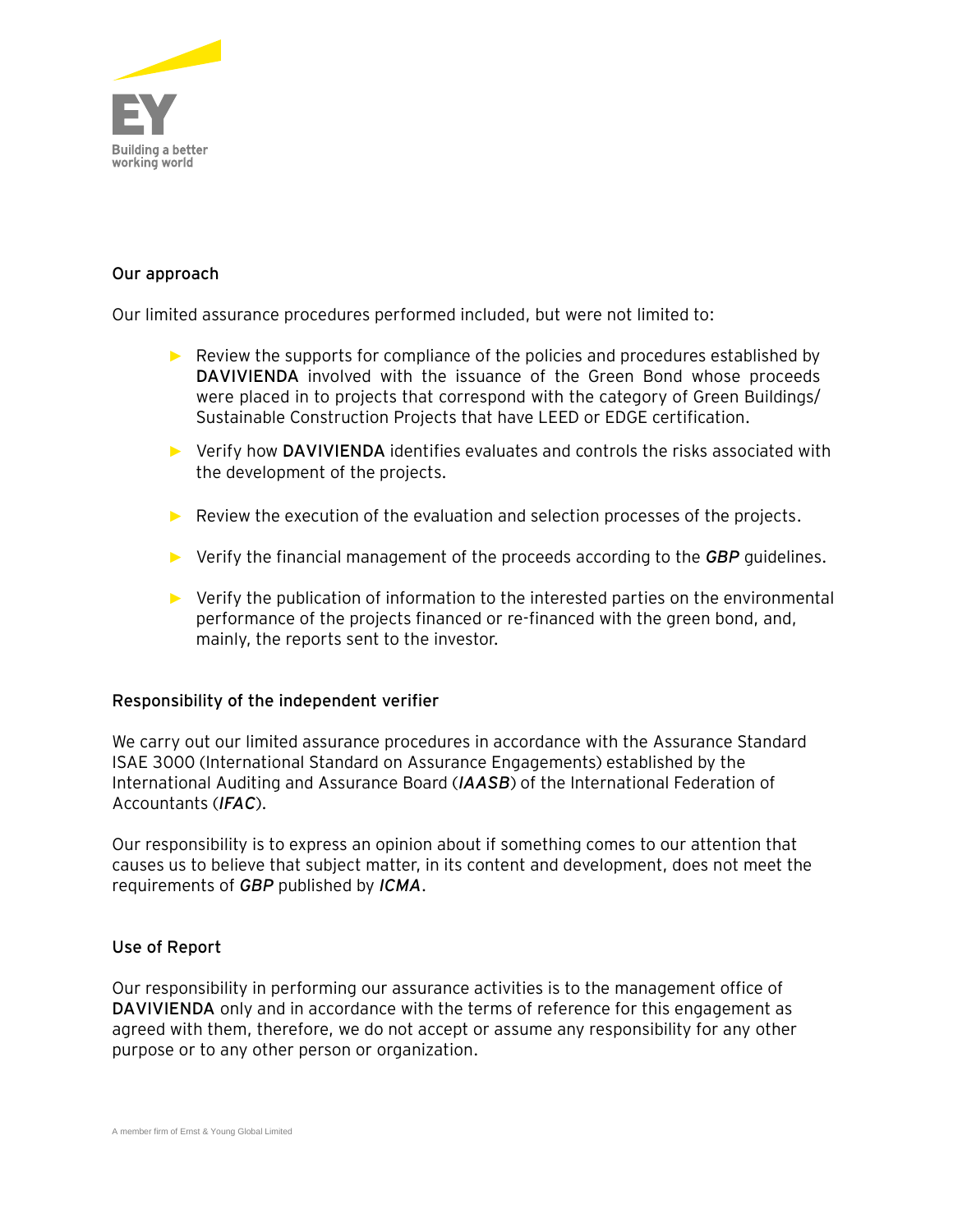### Our approach

Our limited assurance procedures performed included, but were not limited to:

- Review the supports for compliance of the policies and procedures established by **DAVIVIENDA** involved with the issuance of the Green Bond whose proceeds were placed in to projects that correspond with the category of Green Buildings/ Sustainable Construction Projects that have LEED or EDGE certification.
- Verify how **DAVIVIENDA** identifies evaluates and controls the risks associated with the development of the projects.
- Review the execution of the evaluation and selection processes of the projects.
- Verify the financial management of the proceeds according to the ***GBP*** guidelines.
- Verify the publication of information to the interested parties on the environmental performance of the projects financed or re-financed with the green bond, and, mainly, the reports sent to the investor.

### Responsibility of the independent verifier

We carry out our limited assurance procedures in accordance with the Assurance Standard ISAE 3000 (International Standard on Assurance Engagements) established by the International Auditing and Assurance Board (***IAASB***) of the International Federation of Accountants (***IFAC***).

Our responsibility is to express an opinion about if something comes to our attention that causes us to believe that subject matter, in its content and development, does not meet the requirements of ***GBP*** published by ***ICMA***.

### Use of Report

Our responsibility in performing our assurance activities is to the management office of **DAVIVIENDA** only and in accordance with the terms of reference for this engagement as agreed with them, therefore, we do not accept or assume any responsibility for any other purpose or to any other person or organization.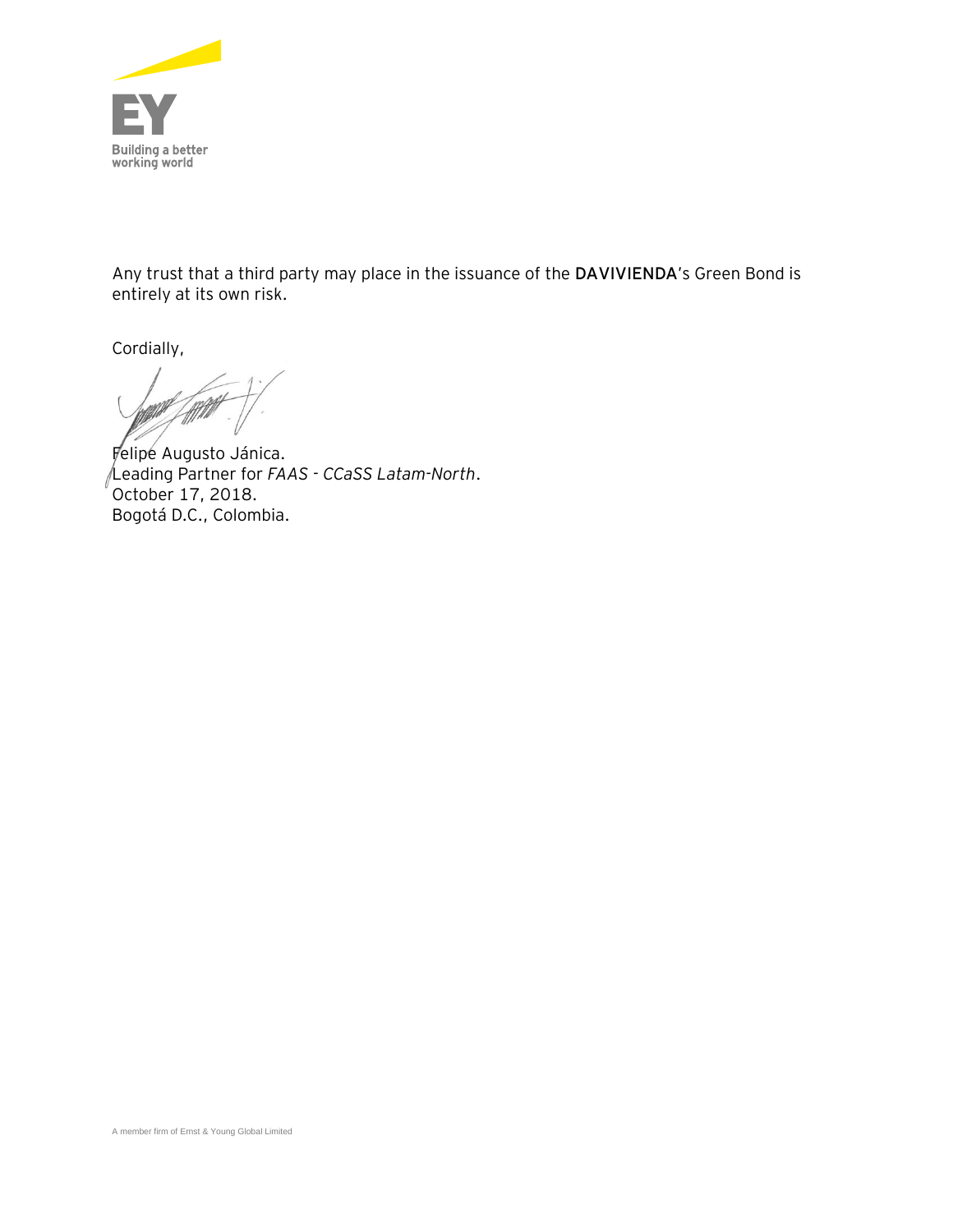Any trust that a third party may place in the issuance of the **DAVIVIENDA**'s Green Bond is entirely at its own risk.

Cordially,

Felipe Augusto Jánica.
Leading Partner for *FAAS - CCaSS Latam-North*.
October 17, 2018.
Bogotá D.C., Colombia.